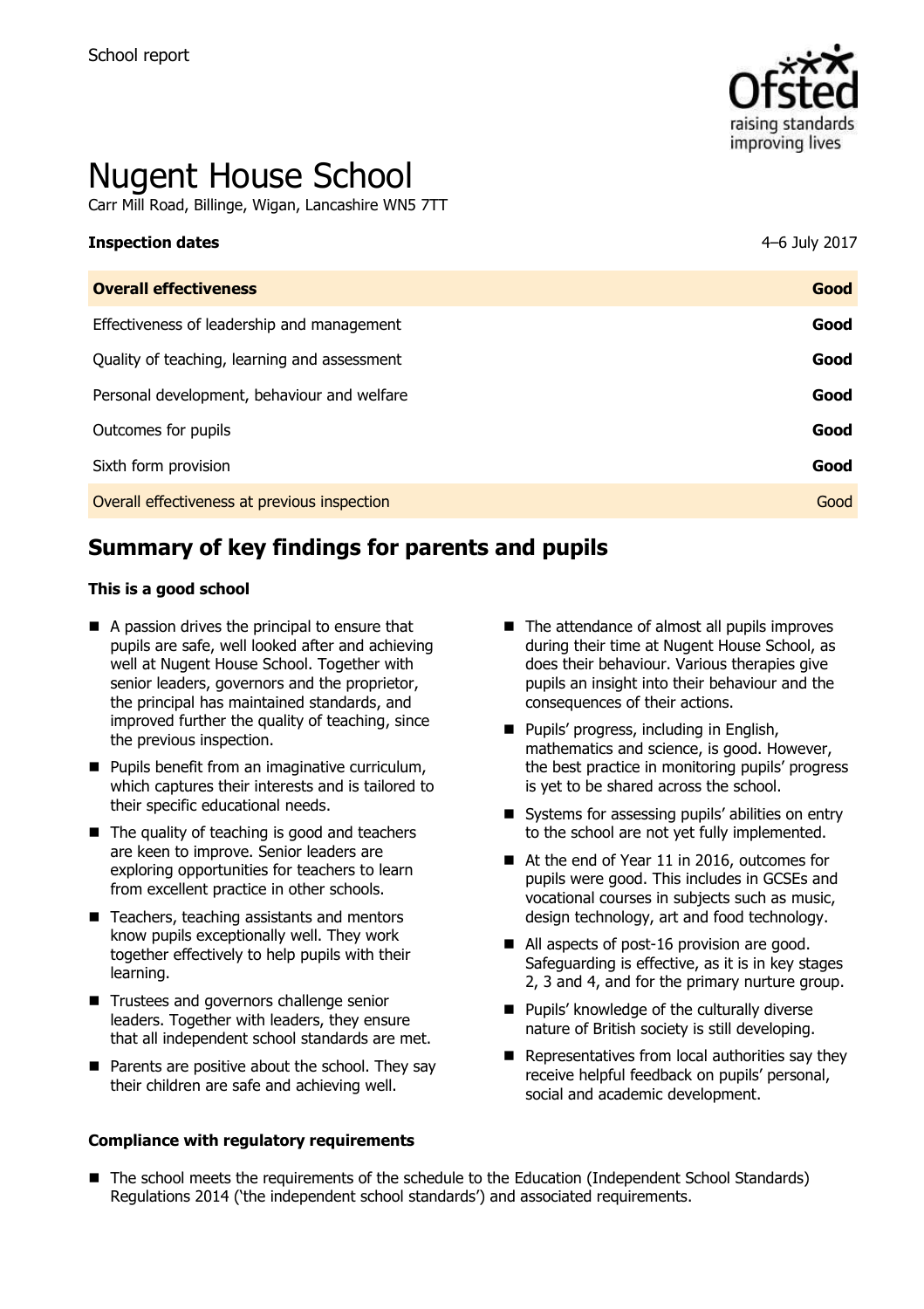School report

# Nugent House School

Carr Mill Road, Billinge, Wigan, Lancashire WN5 7TT

| **Inspection dates** | 4–6 July 2017 |
|---|---|
| **Overall effectiveness** | **Good** |
| Effectiveness of leadership and management | **Good** |
| Quality of teaching, learning and assessment | **Good** |
| Personal development, behaviour and welfare | **Good** |
| Outcomes for pupils | **Good** |
| Sixth form provision | **Good** |
| Overall effectiveness at previous inspection | Good |

## Summary of key findings for parents and pupils

### This is a good school

- A passion drives the principal to ensure that pupils are safe, well looked after and achieving well at Nugent House School. Together with senior leaders, governors and the proprietor, the principal has maintained standards, and improved further the quality of teaching, since the previous inspection.
- Pupils benefit from an imaginative curriculum, which captures their interests and is tailored to their specific educational needs.
- The quality of teaching is good and teachers are keen to improve. Senior leaders are exploring opportunities for teachers to learn from excellent practice in other schools.
- Teachers, teaching assistants and mentors know pupils exceptionally well. They work together effectively to help pupils with their learning.
- Trustees and governors challenge senior leaders. Together with leaders, they ensure that all independent school standards are met.
- Parents are positive about the school. They say their children are safe and achieving well.
- The attendance of almost all pupils improves during their time at Nugent House School, as does their behaviour. Various therapies give pupils an insight into their behaviour and the consequences of their actions.
- Pupils' progress, including in English, mathematics and science, is good. However, the best practice in monitoring pupils' progress is yet to be shared across the school.
- Systems for assessing pupils' abilities on entry to the school are not yet fully implemented.
- At the end of Year 11 in 2016, outcomes for pupils were good. This includes in GCSEs and vocational courses in subjects such as music, design technology, art and food technology.
- All aspects of post-16 provision are good. Safeguarding is effective, as it is in key stages 2, 3 and 4, and for the primary nurture group.
- Pupils' knowledge of the culturally diverse nature of British society is still developing.
- Representatives from local authorities say they receive helpful feedback on pupils' personal, social and academic development.

### Compliance with regulatory requirements

- The school meets the requirements of the schedule to the Education (Independent School Standards) Regulations 2014 ('the independent school standards') and associated requirements.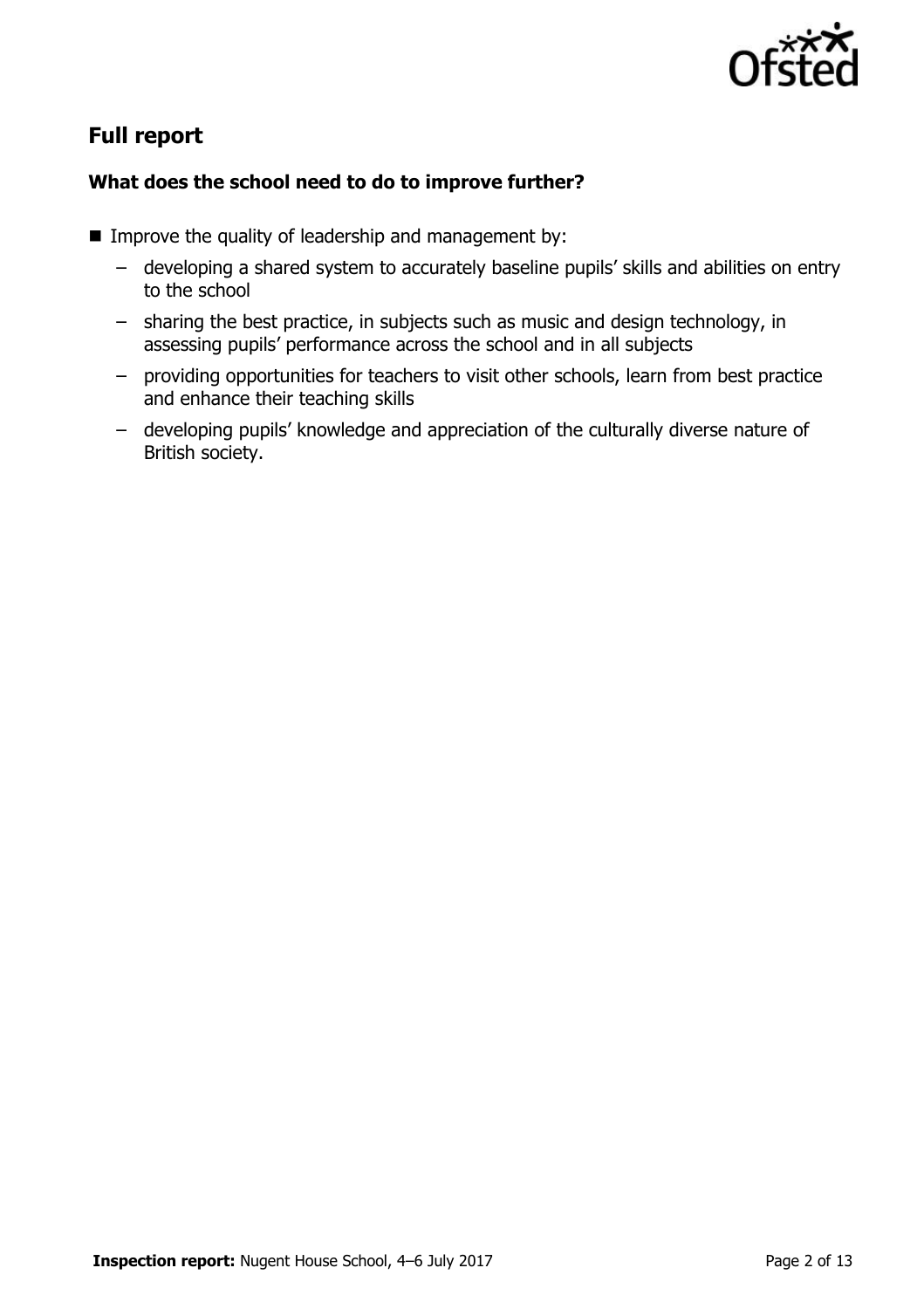## Full report

### What does the school need to do to improve further?

- Improve the quality of leadership and management by:
  - developing a shared system to accurately baseline pupils' skills and abilities on entry to the school
  - sharing the best practice, in subjects such as music and design technology, in assessing pupils' performance across the school and in all subjects
  - providing opportunities for teachers to visit other schools, learn from best practice and enhance their teaching skills
  - developing pupils' knowledge and appreciation of the culturally diverse nature of British society.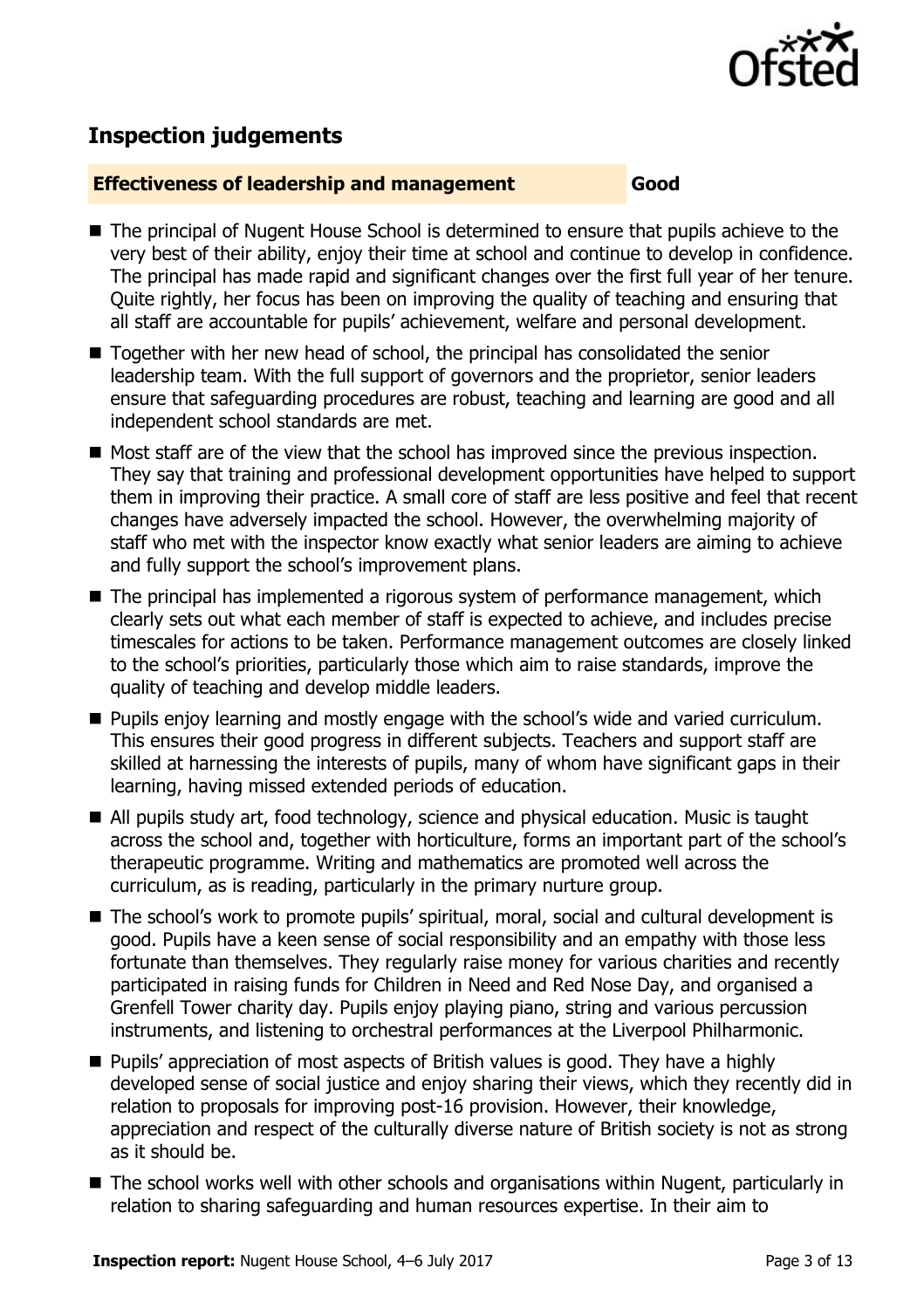## Inspection judgements

**Effectiveness of leadership and management** **Good**

- The principal of Nugent House School is determined to ensure that pupils achieve to the very best of their ability, enjoy their time at school and continue to develop in confidence. The principal has made rapid and significant changes over the first full year of her tenure. Quite rightly, her focus has been on improving the quality of teaching and ensuring that all staff are accountable for pupils' achievement, welfare and personal development.
- Together with her new head of school, the principal has consolidated the senior leadership team. With the full support of governors and the proprietor, senior leaders ensure that safeguarding procedures are robust, teaching and learning are good and all independent school standards are met.
- Most staff are of the view that the school has improved since the previous inspection. They say that training and professional development opportunities have helped to support them in improving their practice. A small core of staff are less positive and feel that recent changes have adversely impacted the school. However, the overwhelming majority of staff who met with the inspector know exactly what senior leaders are aiming to achieve and fully support the school's improvement plans.
- The principal has implemented a rigorous system of performance management, which clearly sets out what each member of staff is expected to achieve, and includes precise timescales for actions to be taken. Performance management outcomes are closely linked to the school's priorities, particularly those which aim to raise standards, improve the quality of teaching and develop middle leaders.
- Pupils enjoy learning and mostly engage with the school's wide and varied curriculum. This ensures their good progress in different subjects. Teachers and support staff are skilled at harnessing the interests of pupils, many of whom have significant gaps in their learning, having missed extended periods of education.
- All pupils study art, food technology, science and physical education. Music is taught across the school and, together with horticulture, forms an important part of the school's therapeutic programme. Writing and mathematics are promoted well across the curriculum, as is reading, particularly in the primary nurture group.
- The school's work to promote pupils' spiritual, moral, social and cultural development is good. Pupils have a keen sense of social responsibility and an empathy with those less fortunate than themselves. They regularly raise money for various charities and recently participated in raising funds for Children in Need and Red Nose Day, and organised a Grenfell Tower charity day. Pupils enjoy playing piano, string and various percussion instruments, and listening to orchestral performances at the Liverpool Philharmonic.
- Pupils' appreciation of most aspects of British values is good. They have a highly developed sense of social justice and enjoy sharing their views, which they recently did in relation to proposals for improving post-16 provision. However, their knowledge, appreciation and respect of the culturally diverse nature of British society is not as strong as it should be.
- The school works well with other schools and organisations within Nugent, particularly in relation to sharing safeguarding and human resources expertise. In their aim to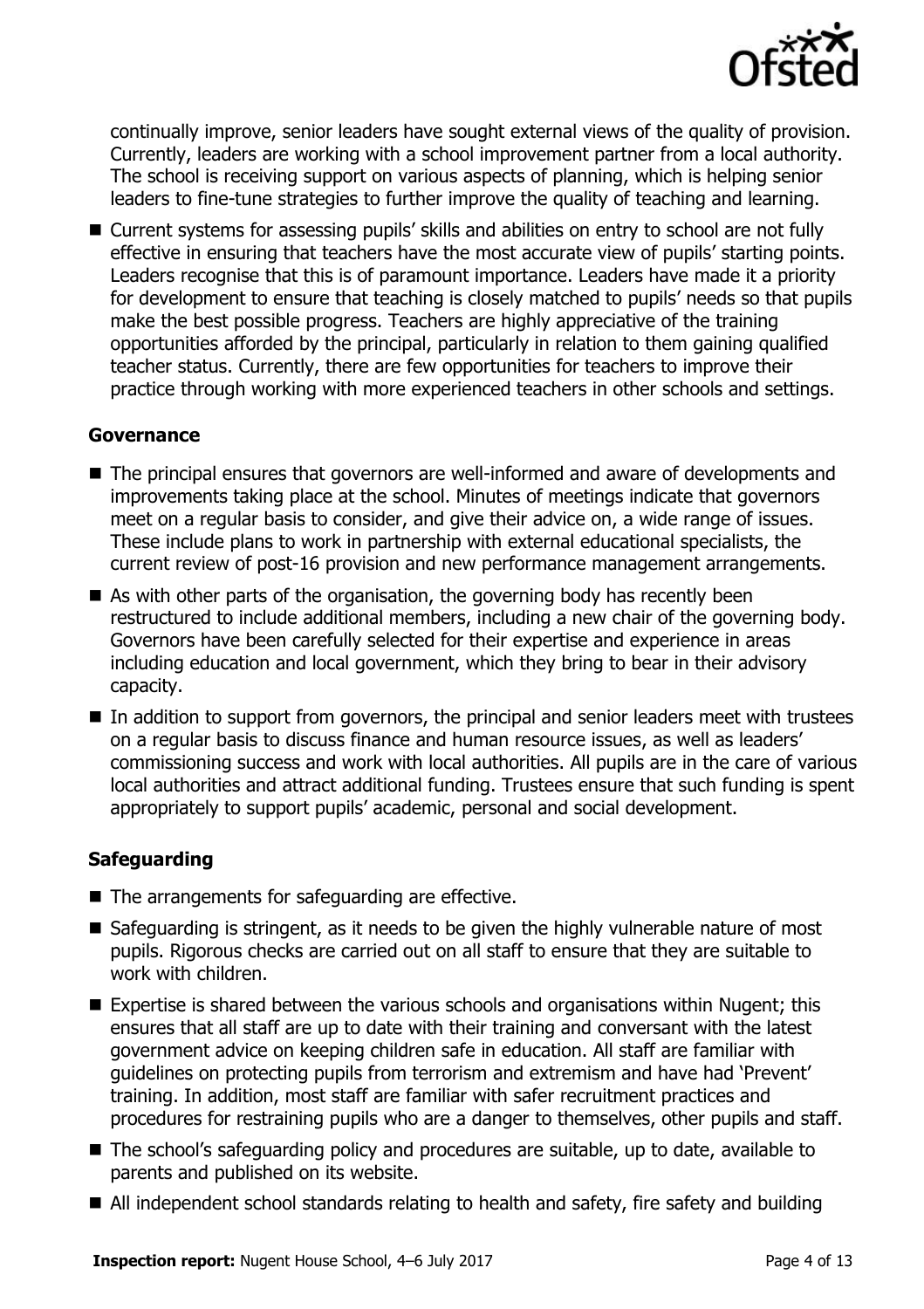continually improve, senior leaders have sought external views of the quality of provision. Currently, leaders are working with a school improvement partner from a local authority. The school is receiving support on various aspects of planning, which is helping senior leaders to fine-tune strategies to further improve the quality of teaching and learning.

- Current systems for assessing pupils' skills and abilities on entry to school are not fully effective in ensuring that teachers have the most accurate view of pupils' starting points. Leaders recognise that this is of paramount importance. Leaders have made it a priority for development to ensure that teaching is closely matched to pupils' needs so that pupils make the best possible progress. Teachers are highly appreciative of the training opportunities afforded by the principal, particularly in relation to them gaining qualified teacher status. Currently, there are few opportunities for teachers to improve their practice through working with more experienced teachers in other schools and settings.

### Governance

- The principal ensures that governors are well-informed and aware of developments and improvements taking place at the school. Minutes of meetings indicate that governors meet on a regular basis to consider, and give their advice on, a wide range of issues. These include plans to work in partnership with external educational specialists, the current review of post-16 provision and new performance management arrangements.
- As with other parts of the organisation, the governing body has recently been restructured to include additional members, including a new chair of the governing body. Governors have been carefully selected for their expertise and experience in areas including education and local government, which they bring to bear in their advisory capacity.
- In addition to support from governors, the principal and senior leaders meet with trustees on a regular basis to discuss finance and human resource issues, as well as leaders' commissioning success and work with local authorities. All pupils are in the care of various local authorities and attract additional funding. Trustees ensure that such funding is spent appropriately to support pupils' academic, personal and social development.

### Safeguarding

- The arrangements for safeguarding are effective.
- Safeguarding is stringent, as it needs to be given the highly vulnerable nature of most pupils. Rigorous checks are carried out on all staff to ensure that they are suitable to work with children.
- Expertise is shared between the various schools and organisations within Nugent; this ensures that all staff are up to date with their training and conversant with the latest government advice on keeping children safe in education. All staff are familiar with guidelines on protecting pupils from terrorism and extremism and have had 'Prevent' training. In addition, most staff are familiar with safer recruitment practices and procedures for restraining pupils who are a danger to themselves, other pupils and staff.
- The school's safeguarding policy and procedures are suitable, up to date, available to parents and published on its website.
- All independent school standards relating to health and safety, fire safety and building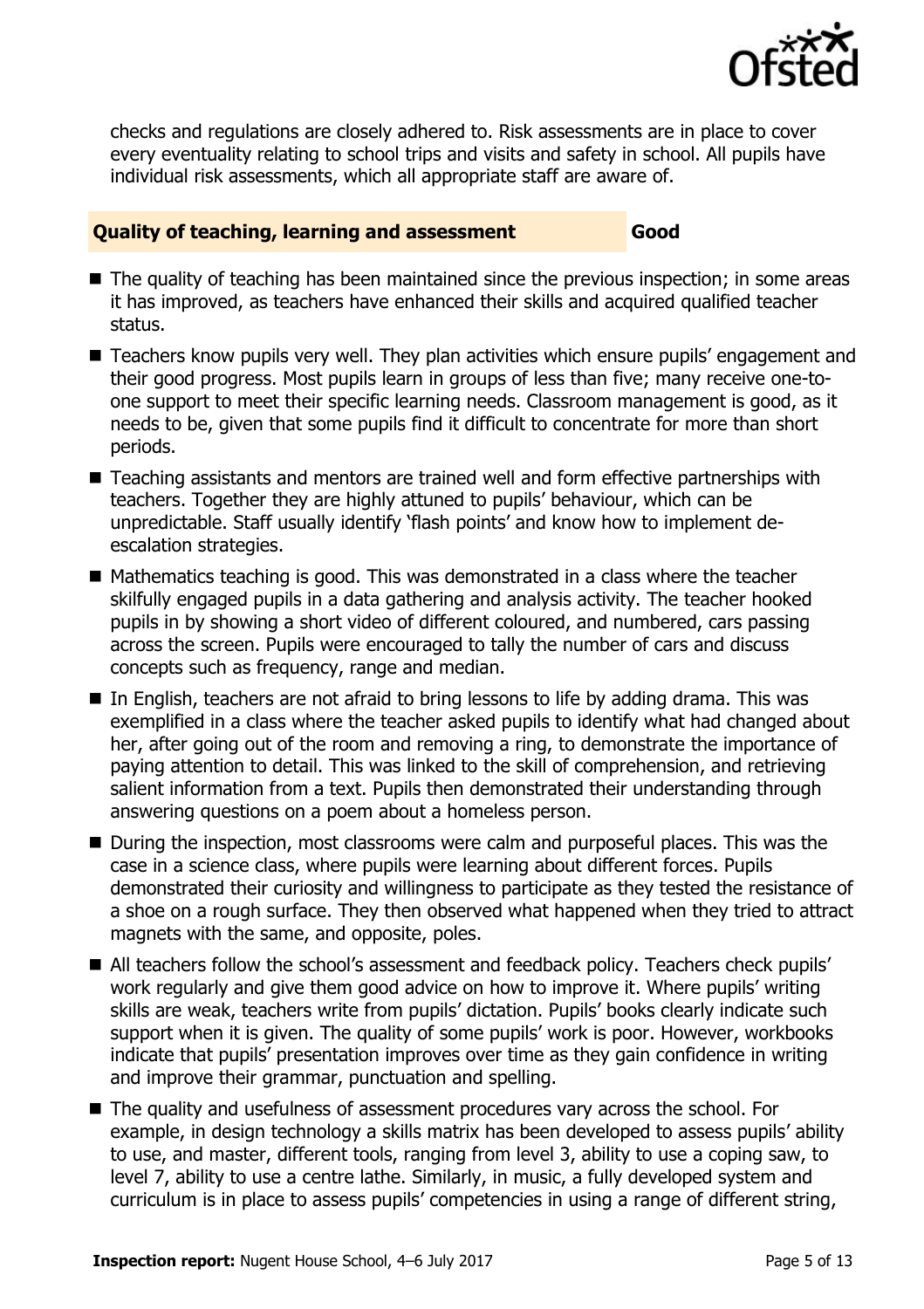checks and regulations are closely adhered to. Risk assessments are in place to cover every eventuality relating to school trips and visits and safety in school. All pupils have individual risk assessments, which all appropriate staff are aware of.

### Quality of teaching, learning and assessment — Good

- The quality of teaching has been maintained since the previous inspection; in some areas it has improved, as teachers have enhanced their skills and acquired qualified teacher status.
- Teachers know pupils very well. They plan activities which ensure pupils' engagement and their good progress. Most pupils learn in groups of less than five; many receive one-to-one support to meet their specific learning needs. Classroom management is good, as it needs to be, given that some pupils find it difficult to concentrate for more than short periods.
- Teaching assistants and mentors are trained well and form effective partnerships with teachers. Together they are highly attuned to pupils' behaviour, which can be unpredictable. Staff usually identify 'flash points' and know how to implement de-escalation strategies.
- Mathematics teaching is good. This was demonstrated in a class where the teacher skilfully engaged pupils in a data gathering and analysis activity. The teacher hooked pupils in by showing a short video of different coloured, and numbered, cars passing across the screen. Pupils were encouraged to tally the number of cars and discuss concepts such as frequency, range and median.
- In English, teachers are not afraid to bring lessons to life by adding drama. This was exemplified in a class where the teacher asked pupils to identify what had changed about her, after going out of the room and removing a ring, to demonstrate the importance of paying attention to detail. This was linked to the skill of comprehension, and retrieving salient information from a text. Pupils then demonstrated their understanding through answering questions on a poem about a homeless person.
- During the inspection, most classrooms were calm and purposeful places. This was the case in a science class, where pupils were learning about different forces. Pupils demonstrated their curiosity and willingness to participate as they tested the resistance of a shoe on a rough surface. They then observed what happened when they tried to attract magnets with the same, and opposite, poles.
- All teachers follow the school's assessment and feedback policy. Teachers check pupils' work regularly and give them good advice on how to improve it. Where pupils' writing skills are weak, teachers write from pupils' dictation. Pupils' books clearly indicate such support when it is given. The quality of some pupils' work is poor. However, workbooks indicate that pupils' presentation improves over time as they gain confidence in writing and improve their grammar, punctuation and spelling.
- The quality and usefulness of assessment procedures vary across the school. For example, in design technology a skills matrix has been developed to assess pupils' ability to use, and master, different tools, ranging from level 3, ability to use a coping saw, to level 7, ability to use a centre lathe. Similarly, in music, a fully developed system and curriculum is in place to assess pupils' competencies in using a range of different string,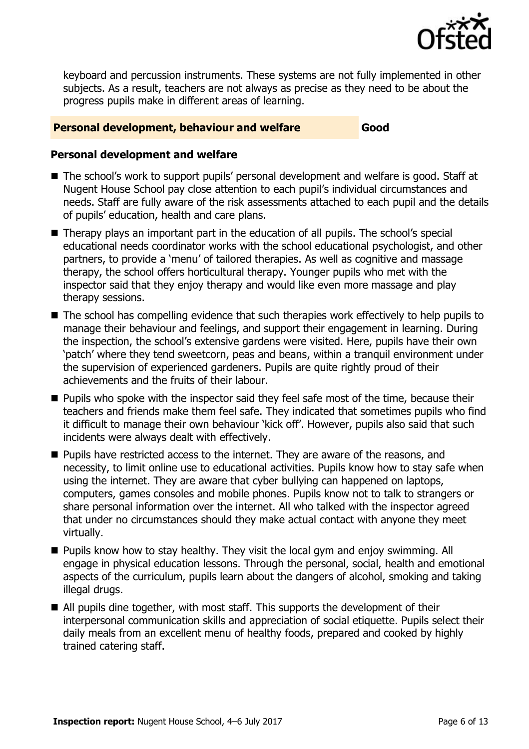keyboard and percussion instruments. These systems are not fully implemented in other subjects. As a result, teachers are not always as precise as they need to be about the progress pupils make in different areas of learning.

## Personal development, behaviour and welfare — Good

### Personal development and welfare

- The school's work to support pupils' personal development and welfare is good. Staff at Nugent House School pay close attention to each pupil's individual circumstances and needs. Staff are fully aware of the risk assessments attached to each pupil and the details of pupils' education, health and care plans.
- Therapy plays an important part in the education of all pupils. The school's special educational needs coordinator works with the school educational psychologist, and other partners, to provide a 'menu' of tailored therapies. As well as cognitive and massage therapy, the school offers horticultural therapy. Younger pupils who met with the inspector said that they enjoy therapy and would like even more massage and play therapy sessions.
- The school has compelling evidence that such therapies work effectively to help pupils to manage their behaviour and feelings, and support their engagement in learning. During the inspection, the school's extensive gardens were visited. Here, pupils have their own 'patch' where they tend sweetcorn, peas and beans, within a tranquil environment under the supervision of experienced gardeners. Pupils are quite rightly proud of their achievements and the fruits of their labour.
- Pupils who spoke with the inspector said they feel safe most of the time, because their teachers and friends make them feel safe. They indicated that sometimes pupils who find it difficult to manage their own behaviour 'kick off'. However, pupils also said that such incidents were always dealt with effectively.
- Pupils have restricted access to the internet. They are aware of the reasons, and necessity, to limit online use to educational activities. Pupils know how to stay safe when using the internet. They are aware that cyber bullying can happened on laptops, computers, games consoles and mobile phones. Pupils know not to talk to strangers or share personal information over the internet. All who talked with the inspector agreed that under no circumstances should they make actual contact with anyone they meet virtually.
- Pupils know how to stay healthy. They visit the local gym and enjoy swimming. All engage in physical education lessons. Through the personal, social, health and emotional aspects of the curriculum, pupils learn about the dangers of alcohol, smoking and taking illegal drugs.
- All pupils dine together, with most staff. This supports the development of their interpersonal communication skills and appreciation of social etiquette. Pupils select their daily meals from an excellent menu of healthy foods, prepared and cooked by highly trained catering staff.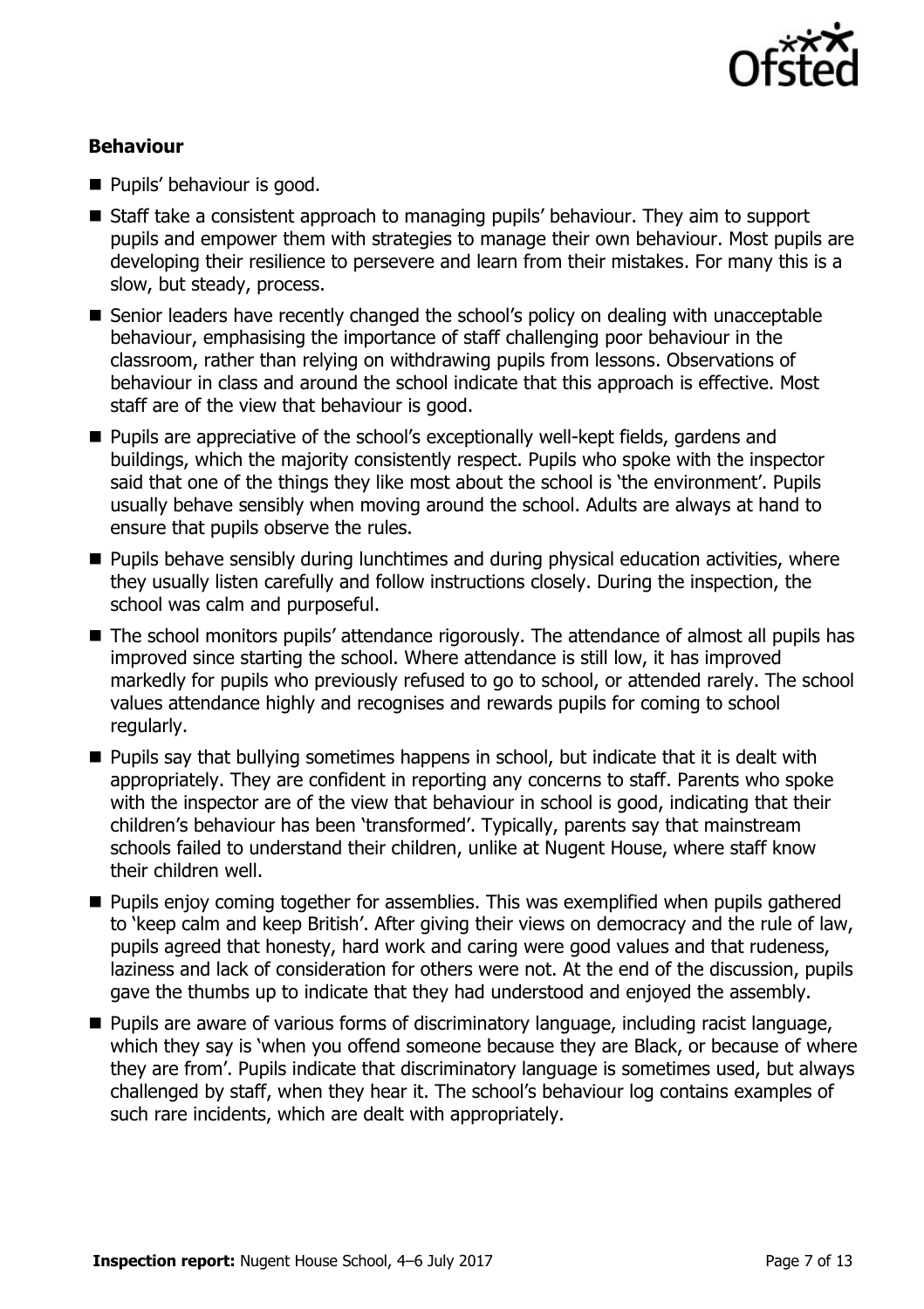### Behaviour

- Pupils' behaviour is good.
- Staff take a consistent approach to managing pupils' behaviour. They aim to support pupils and empower them with strategies to manage their own behaviour. Most pupils are developing their resilience to persevere and learn from their mistakes. For many this is a slow, but steady, process.
- Senior leaders have recently changed the school's policy on dealing with unacceptable behaviour, emphasising the importance of staff challenging poor behaviour in the classroom, rather than relying on withdrawing pupils from lessons. Observations of behaviour in class and around the school indicate that this approach is effective. Most staff are of the view that behaviour is good.
- Pupils are appreciative of the school's exceptionally well-kept fields, gardens and buildings, which the majority consistently respect. Pupils who spoke with the inspector said that one of the things they like most about the school is 'the environment'. Pupils usually behave sensibly when moving around the school. Adults are always at hand to ensure that pupils observe the rules.
- Pupils behave sensibly during lunchtimes and during physical education activities, where they usually listen carefully and follow instructions closely. During the inspection, the school was calm and purposeful.
- The school monitors pupils' attendance rigorously. The attendance of almost all pupils has improved since starting the school. Where attendance is still low, it has improved markedly for pupils who previously refused to go to school, or attended rarely. The school values attendance highly and recognises and rewards pupils for coming to school regularly.
- Pupils say that bullying sometimes happens in school, but indicate that it is dealt with appropriately. They are confident in reporting any concerns to staff. Parents who spoke with the inspector are of the view that behaviour in school is good, indicating that their children's behaviour has been 'transformed'. Typically, parents say that mainstream schools failed to understand their children, unlike at Nugent House, where staff know their children well.
- Pupils enjoy coming together for assemblies. This was exemplified when pupils gathered to 'keep calm and keep British'. After giving their views on democracy and the rule of law, pupils agreed that honesty, hard work and caring were good values and that rudeness, laziness and lack of consideration for others were not. At the end of the discussion, pupils gave the thumbs up to indicate that they had understood and enjoyed the assembly.
- Pupils are aware of various forms of discriminatory language, including racist language, which they say is 'when you offend someone because they are Black, or because of where they are from'. Pupils indicate that discriminatory language is sometimes used, but always challenged by staff, when they hear it. The school's behaviour log contains examples of such rare incidents, which are dealt with appropriately.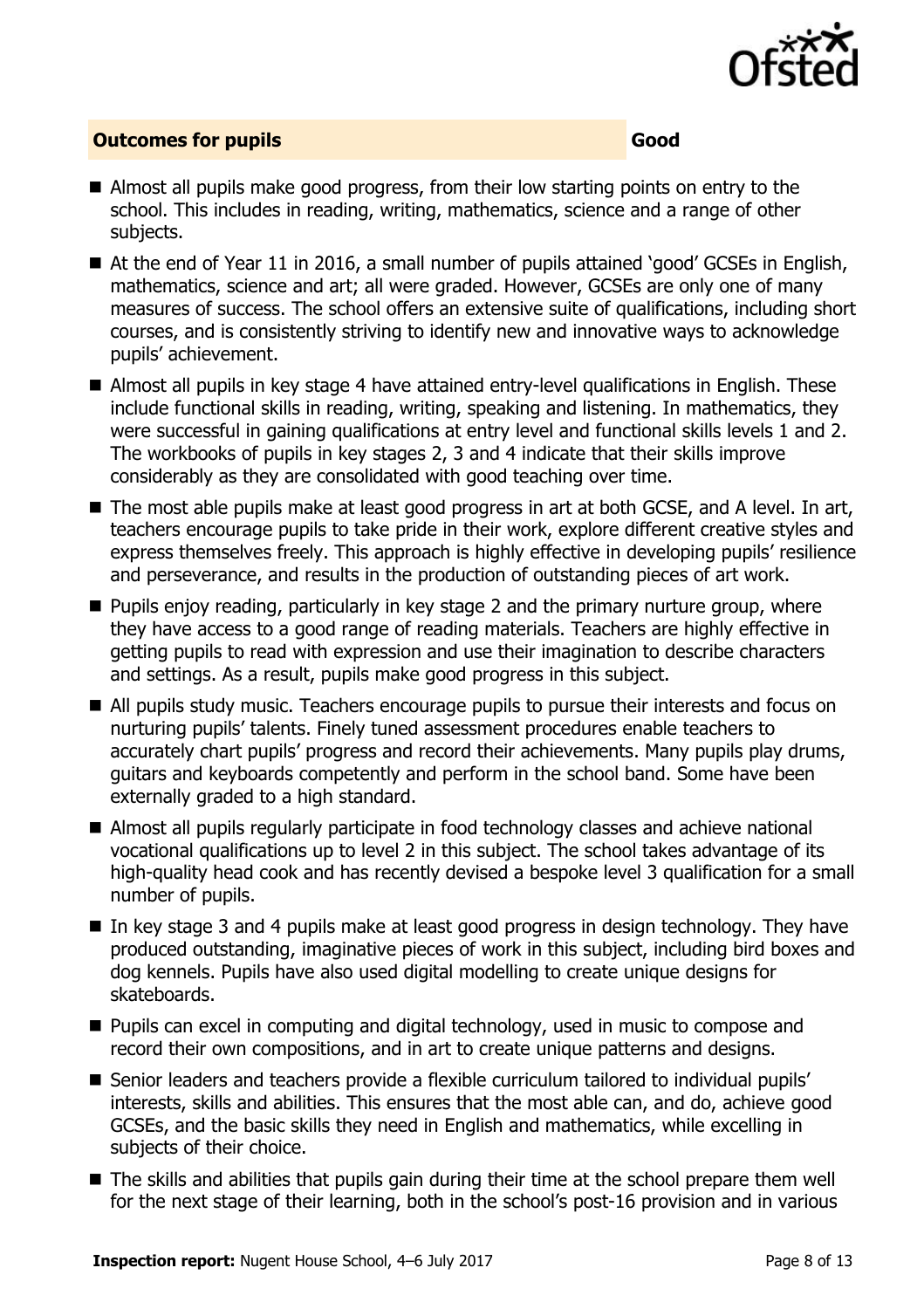## Outcomes for pupils — Good

- Almost all pupils make good progress, from their low starting points on entry to the school. This includes in reading, writing, mathematics, science and a range of other subjects.
- At the end of Year 11 in 2016, a small number of pupils attained 'good' GCSEs in English, mathematics, science and art; all were graded. However, GCSEs are only one of many measures of success. The school offers an extensive suite of qualifications, including short courses, and is consistently striving to identify new and innovative ways to acknowledge pupils' achievement.
- Almost all pupils in key stage 4 have attained entry-level qualifications in English. These include functional skills in reading, writing, speaking and listening. In mathematics, they were successful in gaining qualifications at entry level and functional skills levels 1 and 2. The workbooks of pupils in key stages 2, 3 and 4 indicate that their skills improve considerably as they are consolidated with good teaching over time.
- The most able pupils make at least good progress in art at both GCSE, and A level. In art, teachers encourage pupils to take pride in their work, explore different creative styles and express themselves freely. This approach is highly effective in developing pupils' resilience and perseverance, and results in the production of outstanding pieces of art work.
- Pupils enjoy reading, particularly in key stage 2 and the primary nurture group, where they have access to a good range of reading materials. Teachers are highly effective in getting pupils to read with expression and use their imagination to describe characters and settings. As a result, pupils make good progress in this subject.
- All pupils study music. Teachers encourage pupils to pursue their interests and focus on nurturing pupils' talents. Finely tuned assessment procedures enable teachers to accurately chart pupils' progress and record their achievements. Many pupils play drums, guitars and keyboards competently and perform in the school band. Some have been externally graded to a high standard.
- Almost all pupils regularly participate in food technology classes and achieve national vocational qualifications up to level 2 in this subject. The school takes advantage of its high-quality head cook and has recently devised a bespoke level 3 qualification for a small number of pupils.
- In key stage 3 and 4 pupils make at least good progress in design technology. They have produced outstanding, imaginative pieces of work in this subject, including bird boxes and dog kennels. Pupils have also used digital modelling to create unique designs for skateboards.
- Pupils can excel in computing and digital technology, used in music to compose and record their own compositions, and in art to create unique patterns and designs.
- Senior leaders and teachers provide a flexible curriculum tailored to individual pupils' interests, skills and abilities. This ensures that the most able can, and do, achieve good GCSEs, and the basic skills they need in English and mathematics, while excelling in subjects of their choice.
- The skills and abilities that pupils gain during their time at the school prepare them well for the next stage of their learning, both in the school's post-16 provision and in various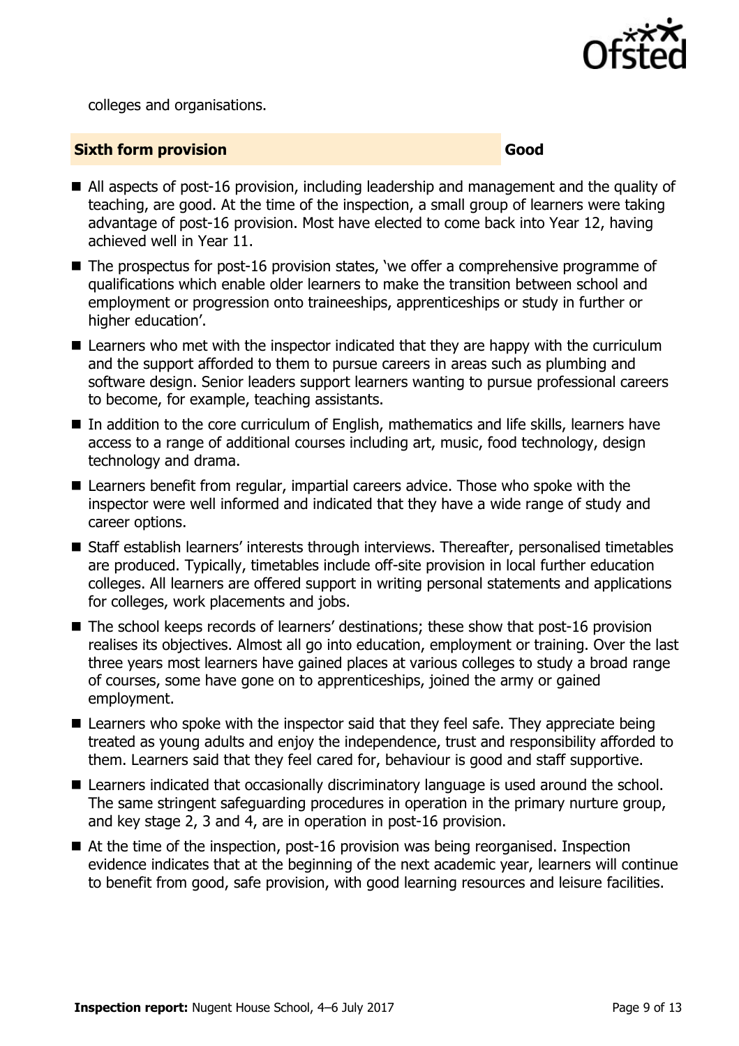colleges and organisations.

| **Sixth form provision** | **Good** |
| --- | --- |

- All aspects of post-16 provision, including leadership and management and the quality of teaching, are good. At the time of the inspection, a small group of learners were taking advantage of post-16 provision. Most have elected to come back into Year 12, having achieved well in Year 11.
- The prospectus for post-16 provision states, 'we offer a comprehensive programme of qualifications which enable older learners to make the transition between school and employment or progression onto traineeships, apprenticeships or study in further or higher education'.
- Learners who met with the inspector indicated that they are happy with the curriculum and the support afforded to them to pursue careers in areas such as plumbing and software design. Senior leaders support learners wanting to pursue professional careers to become, for example, teaching assistants.
- In addition to the core curriculum of English, mathematics and life skills, learners have access to a range of additional courses including art, music, food technology, design technology and drama.
- Learners benefit from regular, impartial careers advice. Those who spoke with the inspector were well informed and indicated that they have a wide range of study and career options.
- Staff establish learners' interests through interviews. Thereafter, personalised timetables are produced. Typically, timetables include off-site provision in local further education colleges. All learners are offered support in writing personal statements and applications for colleges, work placements and jobs.
- The school keeps records of learners' destinations; these show that post-16 provision realises its objectives. Almost all go into education, employment or training. Over the last three years most learners have gained places at various colleges to study a broad range of courses, some have gone on to apprenticeships, joined the army or gained employment.
- Learners who spoke with the inspector said that they feel safe. They appreciate being treated as young adults and enjoy the independence, trust and responsibility afforded to them. Learners said that they feel cared for, behaviour is good and staff supportive.
- Learners indicated that occasionally discriminatory language is used around the school. The same stringent safeguarding procedures in operation in the primary nurture group, and key stage 2, 3 and 4, are in operation in post-16 provision.
- At the time of the inspection, post-16 provision was being reorganised. Inspection evidence indicates that at the beginning of the next academic year, learners will continue to benefit from good, safe provision, with good learning resources and leisure facilities.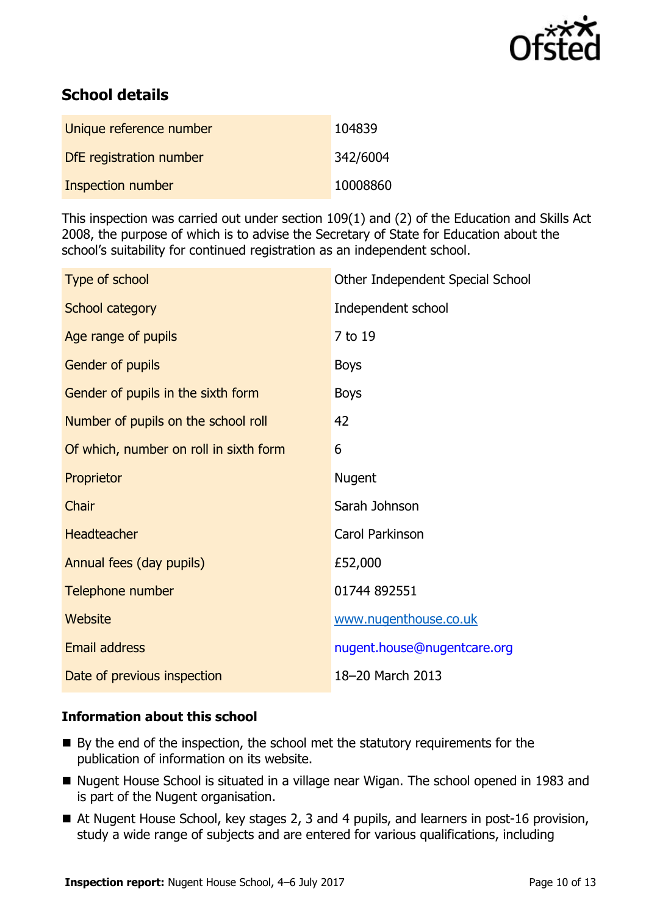## School details

| Unique reference number | 104839 |
|---|---|
| DfE registration number | 342/6004 |
| Inspection number | 10008860 |

This inspection was carried out under section 109(1) and (2) of the Education and Skills Act 2008, the purpose of which is to advise the Secretary of State for Education about the school's suitability for continued registration as an independent school.

| Type of school | Other Independent Special School |
|---|---|
| School category | Independent school |
| Age range of pupils | 7 to 19 |
| Gender of pupils | Boys |
| Gender of pupils in the sixth form | Boys |
| Number of pupils on the school roll | 42 |
| Of which, number on roll in sixth form | 6 |
| Proprietor | Nugent |
| Chair | Sarah Johnson |
| Headteacher | Carol Parkinson |
| Annual fees (day pupils) | £52,000 |
| Telephone number | 01744 892551 |
| Website | www.nugenthouse.co.uk |
| Email address | nugent.house@nugentcare.org |
| Date of previous inspection | 18–20 March 2013 |

### Information about this school

- By the end of the inspection, the school met the statutory requirements for the publication of information on its website.
- Nugent House School is situated in a village near Wigan. The school opened in 1983 and is part of the Nugent organisation.
- At Nugent House School, key stages 2, 3 and 4 pupils, and learners in post-16 provision, study a wide range of subjects and are entered for various qualifications, including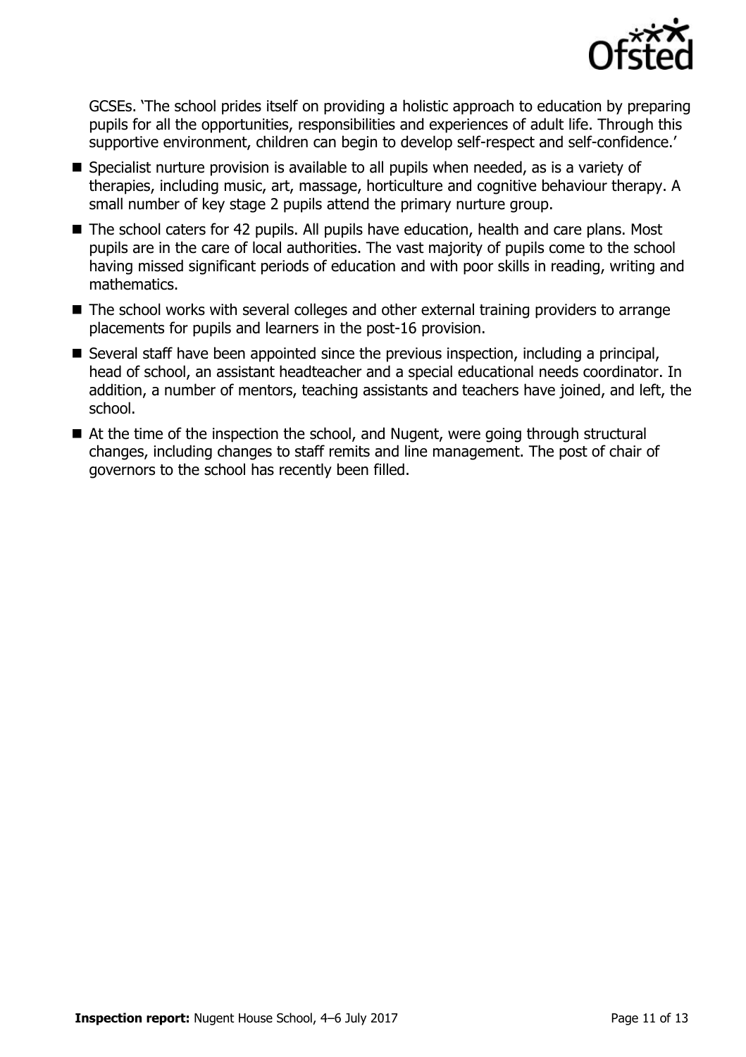GCSEs. 'The school prides itself on providing a holistic approach to education by preparing pupils for all the opportunities, responsibilities and experiences of adult life. Through this supportive environment, children can begin to develop self-respect and self-confidence.'

- Specialist nurture provision is available to all pupils when needed, as is a variety of therapies, including music, art, massage, horticulture and cognitive behaviour therapy. A small number of key stage 2 pupils attend the primary nurture group.
- The school caters for 42 pupils. All pupils have education, health and care plans. Most pupils are in the care of local authorities. The vast majority of pupils come to the school having missed significant periods of education and with poor skills in reading, writing and mathematics.
- The school works with several colleges and other external training providers to arrange placements for pupils and learners in the post-16 provision.
- Several staff have been appointed since the previous inspection, including a principal, head of school, an assistant headteacher and a special educational needs coordinator. In addition, a number of mentors, teaching assistants and teachers have joined, and left, the school.
- At the time of the inspection the school, and Nugent, were going through structural changes, including changes to staff remits and line management. The post of chair of governors to the school has recently been filled.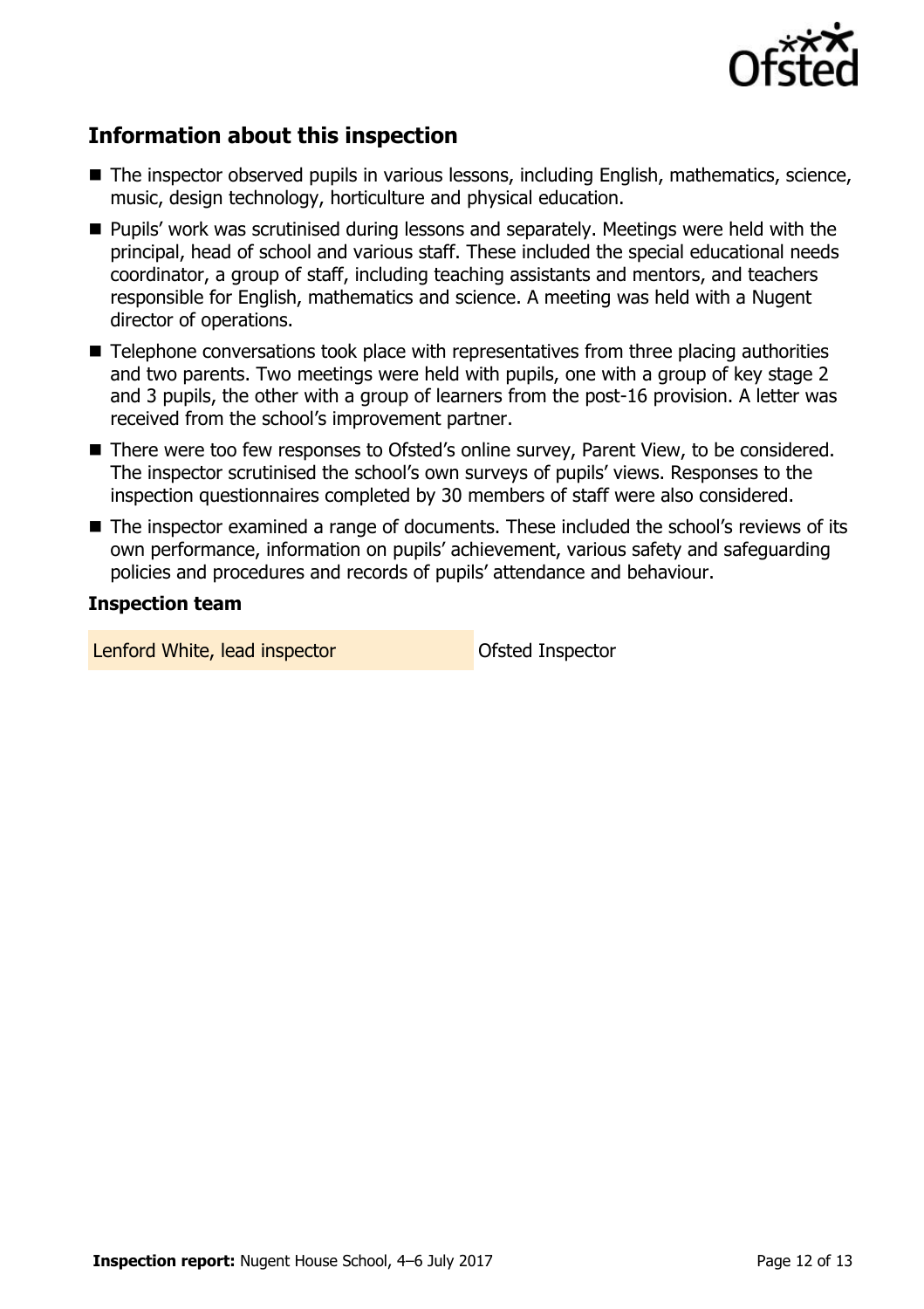## Information about this inspection

- The inspector observed pupils in various lessons, including English, mathematics, science, music, design technology, horticulture and physical education.
- Pupils' work was scrutinised during lessons and separately. Meetings were held with the principal, head of school and various staff. These included the special educational needs coordinator, a group of staff, including teaching assistants and mentors, and teachers responsible for English, mathematics and science. A meeting was held with a Nugent director of operations.
- Telephone conversations took place with representatives from three placing authorities and two parents. Two meetings were held with pupils, one with a group of key stage 2 and 3 pupils, the other with a group of learners from the post-16 provision. A letter was received from the school's improvement partner.
- There were too few responses to Ofsted's online survey, Parent View, to be considered. The inspector scrutinised the school's own surveys of pupils' views. Responses to the inspection questionnaires completed by 30 members of staff were also considered.
- The inspector examined a range of documents. These included the school's reviews of its own performance, information on pupils' achievement, various safety and safeguarding policies and procedures and records of pupils' attendance and behaviour.

### Inspection team

| | |
|---|---|
| Lenford White, lead inspector | Ofsted Inspector |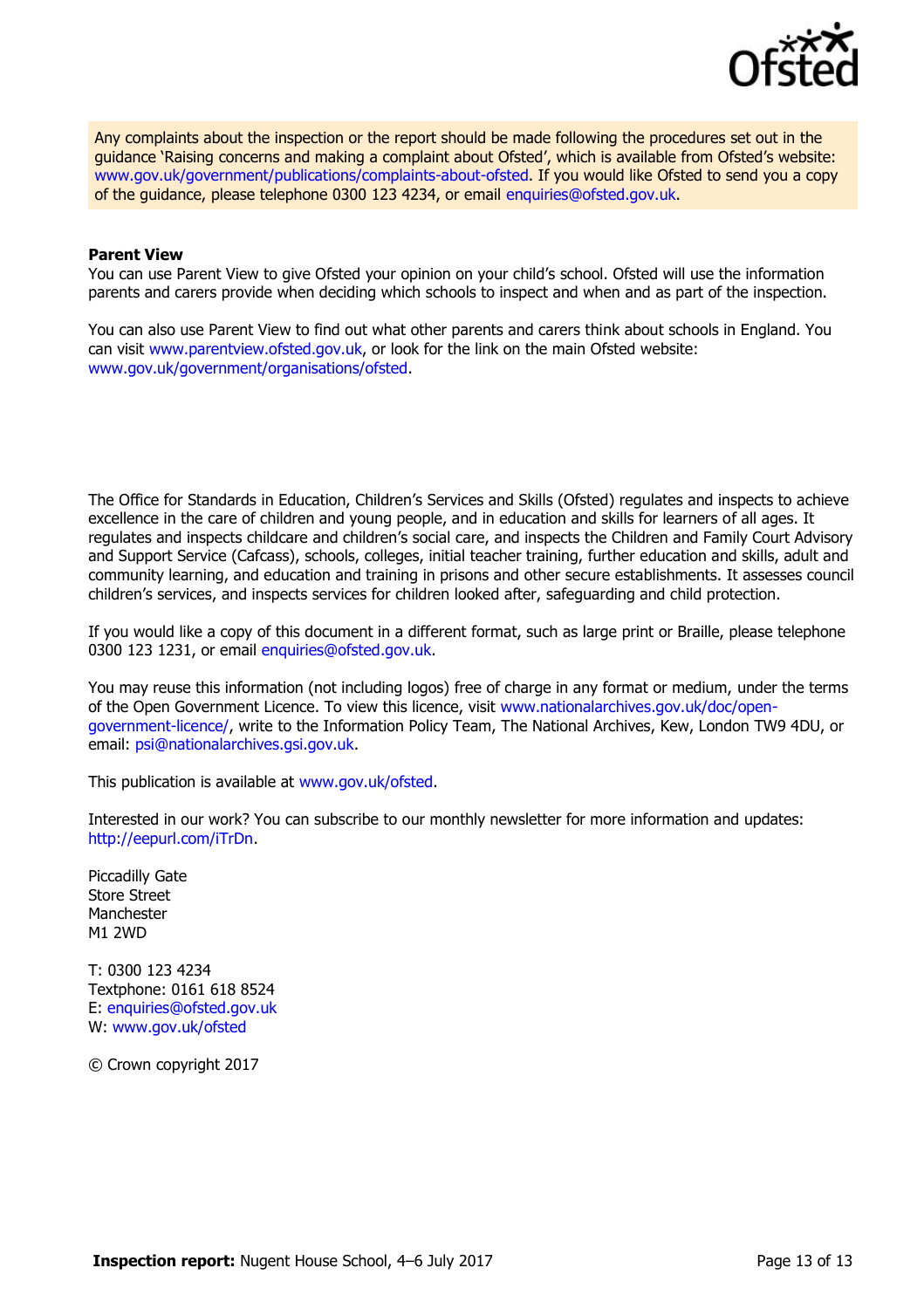Any complaints about the inspection or the report should be made following the procedures set out in the guidance 'Raising concerns and making a complaint about Ofsted', which is available from Ofsted's website: www.gov.uk/government/publications/complaints-about-ofsted. If you would like Ofsted to send you a copy of the guidance, please telephone 0300 123 4234, or email enquiries@ofsted.gov.uk.

**Parent View**

You can use Parent View to give Ofsted your opinion on your child's school. Ofsted will use the information parents and carers provide when deciding which schools to inspect and when and as part of the inspection.

You can also use Parent View to find out what other parents and carers think about schools in England. You can visit www.parentview.ofsted.gov.uk, or look for the link on the main Ofsted website: www.gov.uk/government/organisations/ofsted.

The Office for Standards in Education, Children's Services and Skills (Ofsted) regulates and inspects to achieve excellence in the care of children and young people, and in education and skills for learners of all ages. It regulates and inspects childcare and children's social care, and inspects the Children and Family Court Advisory and Support Service (Cafcass), schools, colleges, initial teacher training, further education and skills, adult and community learning, and education and training in prisons and other secure establishments. It assesses council children's services, and inspects services for children looked after, safeguarding and child protection.

If you would like a copy of this document in a different format, such as large print or Braille, please telephone 0300 123 1231, or email enquiries@ofsted.gov.uk.

You may reuse this information (not including logos) free of charge in any format or medium, under the terms of the Open Government Licence. To view this licence, visit www.nationalarchives.gov.uk/doc/open-government-licence/, write to the Information Policy Team, The National Archives, Kew, London TW9 4DU, or email: psi@nationalarchives.gsi.gov.uk.

This publication is available at www.gov.uk/ofsted.

Interested in our work? You can subscribe to our monthly newsletter for more information and updates: http://eepurl.com/iTrDn.

Piccadilly Gate
Store Street
Manchester
M1 2WD

T: 0300 123 4234
Textphone: 0161 618 8524
E: enquiries@ofsted.gov.uk
W: www.gov.uk/ofsted

© Crown copyright 2017